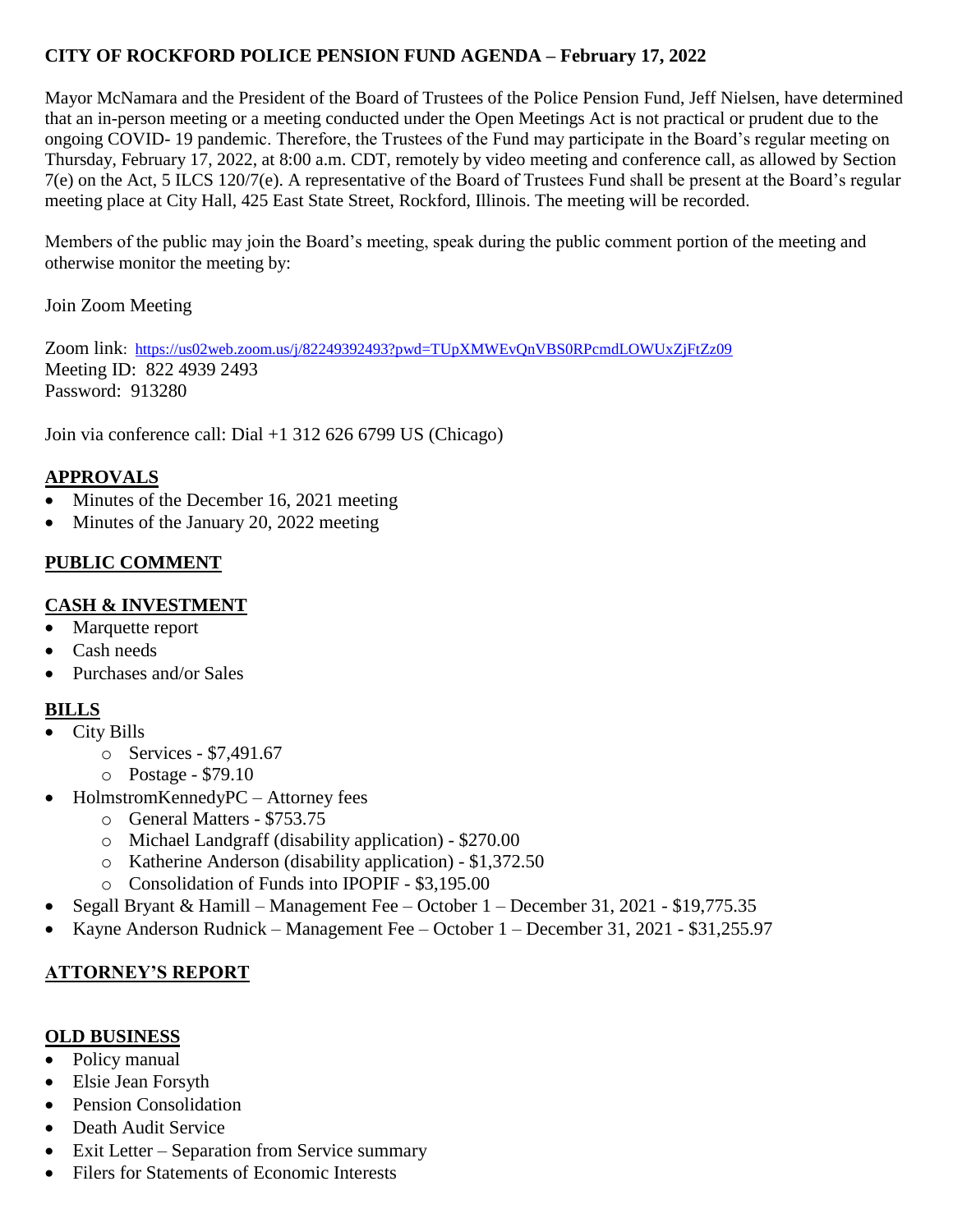**CITY OF ROCKFORD POLICE PENSION FUND AGENDA – February 17, 2022**

Mayor McNamara and the President of the Board of Trustees of the Police Pension Fund, Jeff Nielsen, have determined that an in-person meeting or a meeting conducted under the Open Meetings Act is not practical or prudent due to the ongoing COVID- 19 pandemic. Therefore, the Trustees of the Fund may participate in the Board's regular meeting on Thursday, February 17, 2022, at 8:00 a.m. CDT, remotely by video meeting and conference call, as allowed by Section 7(e) on the Act, 5 ILCS 120/7(e). A representative of the Board of Trustees Fund shall be present at the Board's regular meeting place at City Hall, 425 East State Street, Rockford, Illinois. The meeting will be recorded.

Members of the public may join the Board's meeting, speak during the public comment portion of the meeting and otherwise monitor the meeting by:

Join Zoom Meeting

Zoom link: https://us02web.zoom.us/j/82249392493?pwd=TUpXMWEvQnVBS0RPcmdLOWUxZjFtZz09
Meeting ID: 822 4939 2493
Password: 913280

Join via conference call: Dial +1 312 626 6799 US (Chicago)

**APPROVALS**

- Minutes of the December 16, 2021 meeting
- Minutes of the January 20, 2022 meeting

**PUBLIC COMMENT**

**CASH & INVESTMENT**

- Marquette report
- Cash needs
- Purchases and/or Sales

**BILLS**

- City Bills
  - Services - $7,491.67
  - Postage - $79.10
- HolmstromKennedyPC – Attorney fees
  - General Matters - $753.75
  - Michael Landgraff (disability application) - $270.00
  - Katherine Anderson (disability application) - $1,372.50
  - Consolidation of Funds into IPOPIF - $3,195.00
- Segall Bryant & Hamill – Management Fee – October 1 – December 31, 2021 - $19,775.35
- Kayne Anderson Rudnick – Management Fee – October 1 – December 31, 2021 - $31,255.97

**ATTORNEY'S REPORT**

**OLD BUSINESS**

- Policy manual
- Elsie Jean Forsyth
- Pension Consolidation
- Death Audit Service
- Exit Letter – Separation from Service summary
- Filers for Statements of Economic Interests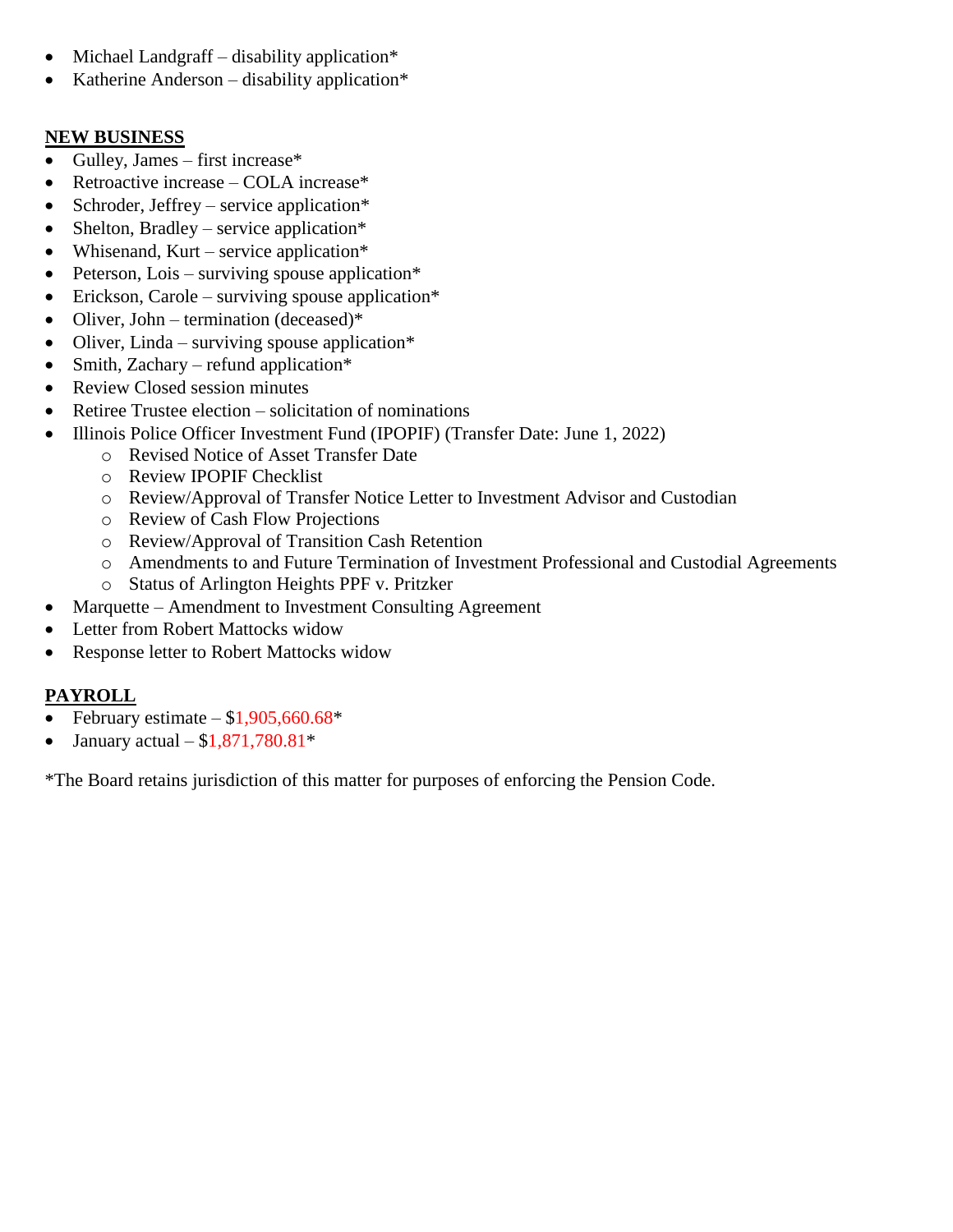- Michael Landgraff – disability application*
- Katherine Anderson – disability application*

**NEW BUSINESS**

- Gulley, James – first increase*
- Retroactive increase – COLA increase*
- Schroder, Jeffrey – service application*
- Shelton, Bradley – service application*
- Whisenand, Kurt – service application*
- Peterson, Lois – surviving spouse application*
- Erickson, Carole – surviving spouse application*
- Oliver, John – termination (deceased)*
- Oliver, Linda – surviving spouse application*
- Smith, Zachary – refund application*
- Review Closed session minutes
- Retiree Trustee election – solicitation of nominations
- Illinois Police Officer Investment Fund (IPOPIF) (Transfer Date: June 1, 2022)
  - Revised Notice of Asset Transfer Date
  - Review IPOPIF Checklist
  - Review/Approval of Transfer Notice Letter to Investment Advisor and Custodian
  - Review of Cash Flow Projections
  - Review/Approval of Transition Cash Retention
  - Amendments to and Future Termination of Investment Professional and Custodial Agreements
  - Status of Arlington Heights PPF v. Pritzker
- Marquette – Amendment to Investment Consulting Agreement
- Letter from Robert Mattocks widow
- Response letter to Robert Mattocks widow

**PAYROLL**

- February estimate – $1,905,660.68*
- January actual – $1,871,780.81*

*The Board retains jurisdiction of this matter for purposes of enforcing the Pension Code.